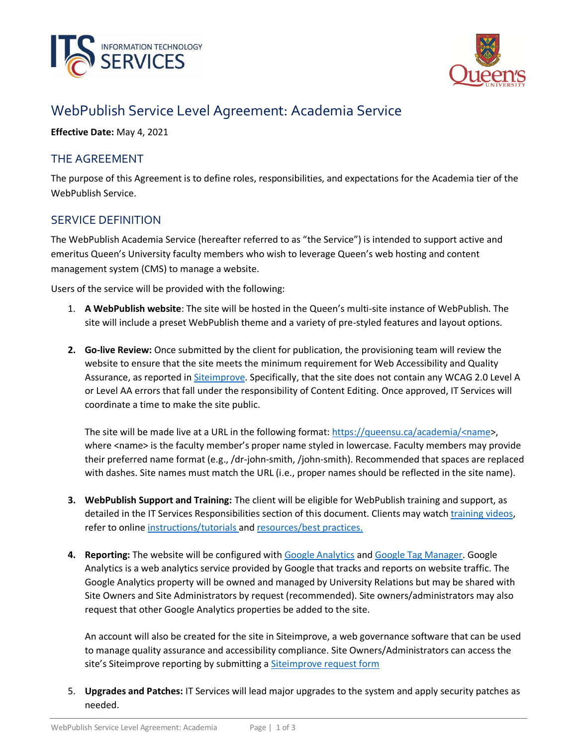# WebPublish Service Level Agreement: Academia Service

**Effective Date:** May 4, 2021

## THE AGREEMENT

The purpose of this Agreement is to define roles, responsibilities, and expectations for the Academia tier of the WebPublish Service.

## SERVICE DEFINITION

The WebPublish Academia Service (hereafter referred to as "the Service") is intended to support active and emeritus Queen's University faculty members who wish to leverage Queen's web hosting and content management system (CMS) to manage a website.

Users of the service will be provided with the following:

1. **A WebPublish website**: The site will be hosted in the Queen's multi-site instance of WebPublish. The site will include a preset WebPublish theme and a variety of pre-styled features and layout options.

2. **Go-live Review:** Once submitted by the client for publication, the provisioning team will review the website to ensure that the site meets the minimum requirement for Web Accessibility and Quality Assurance, as reported in Siteimprove. Specifically, that the site does not contain any WCAG 2.0 Level A or Level AA errors that fall under the responsibility of Content Editing. Once approved, IT Services will coordinate a time to make the site public.

   The site will be made live at a URL in the following format: https://queensu.ca/academia/<name>, where <name> is the faculty member's proper name styled in lowercase. Faculty members may provide their preferred name format (e.g., /dr-john-smith, /john-smith). Recommended that spaces are replaced with dashes. Site names must match the URL (i.e., proper names should be reflected in the site name).

3. **WebPublish Support and Training:** The client will be eligible for WebPublish training and support, as detailed in the IT Services Responsibilities section of this document. Clients may watch training videos, refer to online instructions/tutorials and resources/best practices.

4. **Reporting:** The website will be configured with Google Analytics and Google Tag Manager. Google Analytics is a web analytics service provided by Google that tracks and reports on website traffic. The Google Analytics property will be owned and managed by University Relations but may be shared with Site Owners and Site Administrators by request (recommended). Site owners/administrators may also request that other Google Analytics properties be added to the site.

   An account will also be created for the site in Siteimprove, a web governance software that can be used to manage quality assurance and accessibility compliance. Site Owners/Administrators can access the site's Siteimprove reporting by submitting a Siteimprove request form

5. **Upgrades and Patches:** IT Services will lead major upgrades to the system and apply security patches as needed.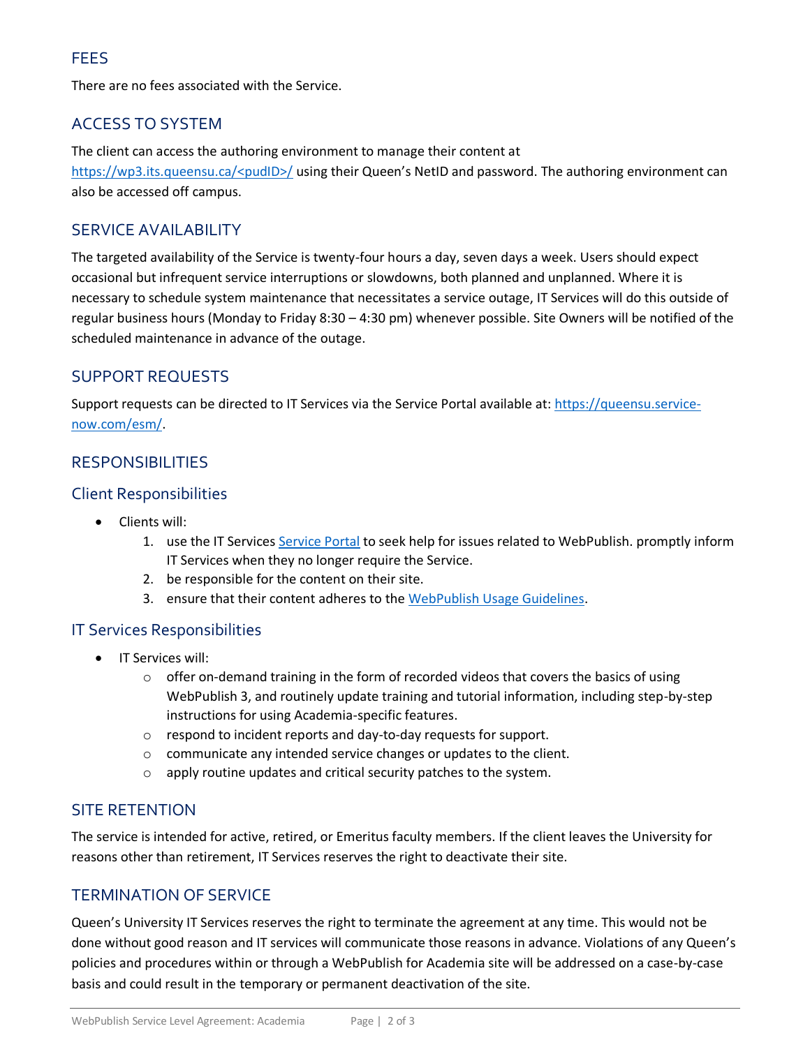## FEES

There are no fees associated with the Service.

## ACCESS TO SYSTEM

The client can access the authoring environment to manage their content at https://wp3.its.queensu.ca/<pudID>/ using their Queen's NetID and password. The authoring environment can also be accessed off campus.

## SERVICE AVAILABILITY

The targeted availability of the Service is twenty-four hours a day, seven days a week. Users should expect occasional but infrequent service interruptions or slowdowns, both planned and unplanned. Where it is necessary to schedule system maintenance that necessitates a service outage, IT Services will do this outside of regular business hours (Monday to Friday 8:30 – 4:30 pm) whenever possible. Site Owners will be notified of the scheduled maintenance in advance of the outage.

## SUPPORT REQUESTS

Support requests can be directed to IT Services via the Service Portal available at: https://queensu.service-now.com/esm/.

## RESPONSIBILITIES

### Client Responsibilities

- Clients will:
  1. use the IT Services Service Portal to seek help for issues related to WebPublish. promptly inform IT Services when they no longer require the Service.
  2. be responsible for the content on their site.
  3. ensure that their content adheres to the WebPublish Usage Guidelines.

### IT Services Responsibilities

- IT Services will:
  - offer on-demand training in the form of recorded videos that covers the basics of using WebPublish 3, and routinely update training and tutorial information, including step-by-step instructions for using Academia-specific features.
  - respond to incident reports and day-to-day requests for support.
  - communicate any intended service changes or updates to the client.
  - apply routine updates and critical security patches to the system.

## SITE RETENTION

The service is intended for active, retired, or Emeritus faculty members. If the client leaves the University for reasons other than retirement, IT Services reserves the right to deactivate their site.

## TERMINATION OF SERVICE

Queen's University IT Services reserves the right to terminate the agreement at any time. This would not be done without good reason and IT services will communicate those reasons in advance. Violations of any Queen's policies and procedures within or through a WebPublish for Academia site will be addressed on a case-by-case basis and could result in the temporary or permanent deactivation of the site.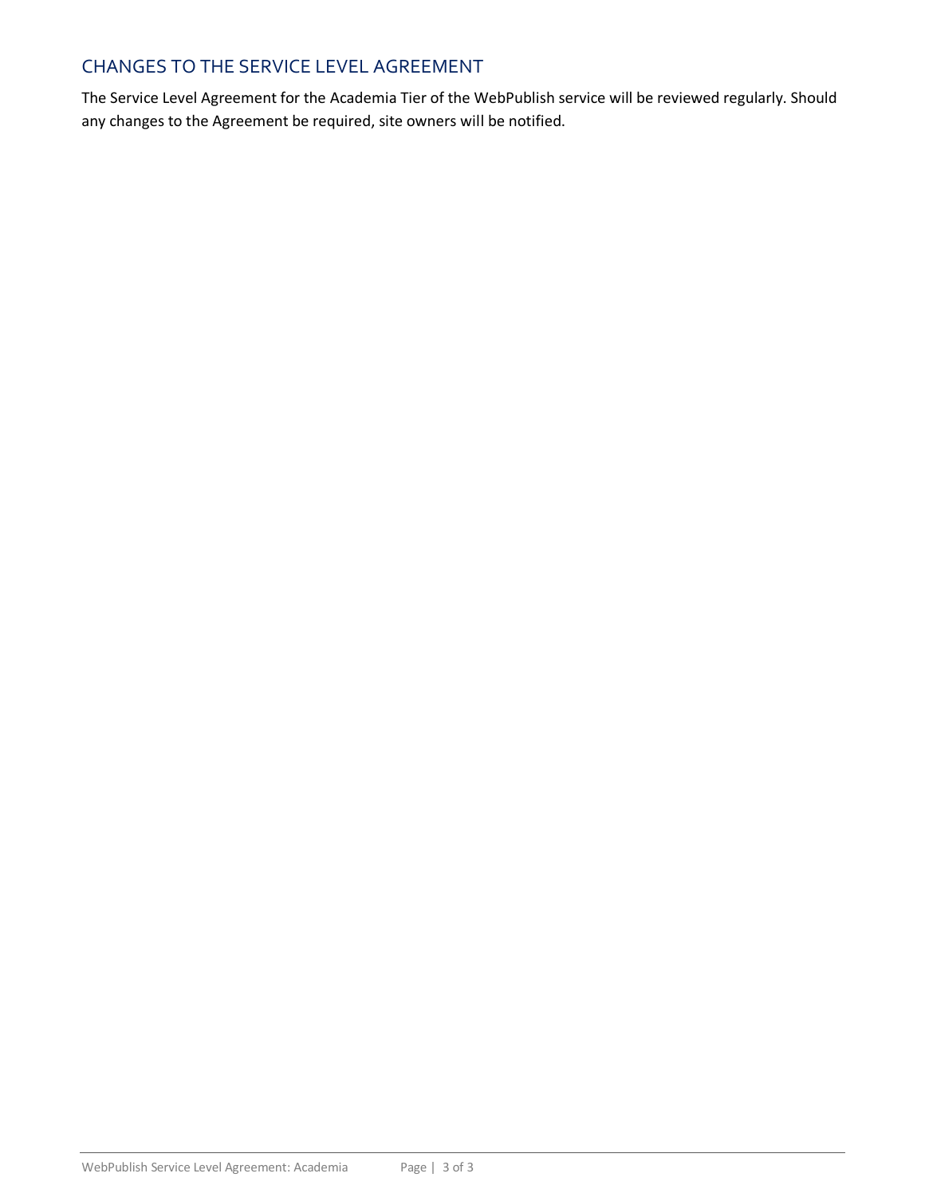## CHANGES TO THE SERVICE LEVEL AGREEMENT

The Service Level Agreement for the Academia Tier of the WebPublish service will be reviewed regularly. Should any changes to the Agreement be required, site owners will be notified.